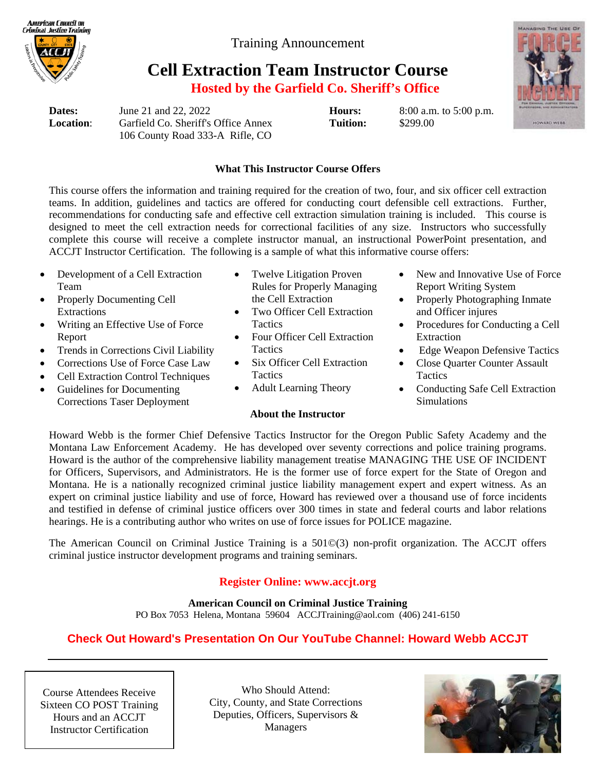Training Announcement

# Cell Extraction Team Instructor Course

## Hosted by the Garfield Co. Sheriff's Office

**Dates:** June 21 and 22, 2022
**Location:** Garfield Co. Sheriff's Office Annex
106 County Road 333-A Rifle, CO

**Hours:** 8:00 a.m. to 5:00 p.m.
**Tuition:** $299.00

### What This Instructor Course Offers

This course offers the information and training required for the creation of two, four, and six officer cell extraction teams. In addition, guidelines and tactics are offered for conducting court defensible cell extractions. Further, recommendations for conducting safe and effective cell extraction simulation training is included. This course is designed to meet the cell extraction needs for correctional facilities of any size. Instructors who successfully complete this course will receive a complete instructor manual, an instructional PowerPoint presentation, and ACCJT Instructor Certification. The following is a sample of what this informative course offers:

- Development of a Cell Extraction Team
- Properly Documenting Cell Extractions
- Writing an Effective Use of Force Report
- Trends in Corrections Civil Liability
- Corrections Use of Force Case Law
- Cell Extraction Control Techniques
- Guidelines for Documenting Corrections Taser Deployment
- Twelve Litigation Proven Rules for Properly Managing the Cell Extraction
- Two Officer Cell Extraction Tactics
- Four Officer Cell Extraction Tactics
- Six Officer Cell Extraction Tactics
- Adult Learning Theory
- New and Innovative Use of Force Report Writing System
- Properly Photographing Inmate and Officer injures
- Procedures for Conducting a Cell Extraction
- Edge Weapon Defensive Tactics
- Close Quarter Counter Assault Tactics
- Conducting Safe Cell Extraction Simulations

### About the Instructor

Howard Webb is the former Chief Defensive Tactics Instructor for the Oregon Public Safety Academy and the Montana Law Enforcement Academy. He has developed over seventy corrections and police training programs. Howard is the author of the comprehensive liability management treatise MANAGING THE USE OF INCIDENT for Officers, Supervisors, and Administrators. He is the former use of force expert for the State of Oregon and Montana. He is a nationally recognized criminal justice liability management expert and expert witness. As an expert on criminal justice liability and use of force, Howard has reviewed over a thousand use of force incidents and testified in defense of criminal justice officers over 300 times in state and federal courts and labor relations hearings. He is a contributing author who writes on use of force issues for POLICE magazine.

The American Council on Criminal Justice Training is a 501©(3) non-profit organization. The ACCJT offers criminal justice instructor development programs and training seminars.

**Register Online: www.accjt.org**

**American Council on Criminal Justice Training**
PO Box 7053 Helena, Montana 59604 ACCJTraining@aol.com (406) 241-6150

**Check Out Howard's Presentation On Our YouTube Channel: Howard Webb ACCJT**

---

Course Attendees Receive Sixteen CO POST Training Hours and an ACCJT Instructor Certification

Who Should Attend:
City, County, and State Corrections Deputies, Officers, Supervisors & Managers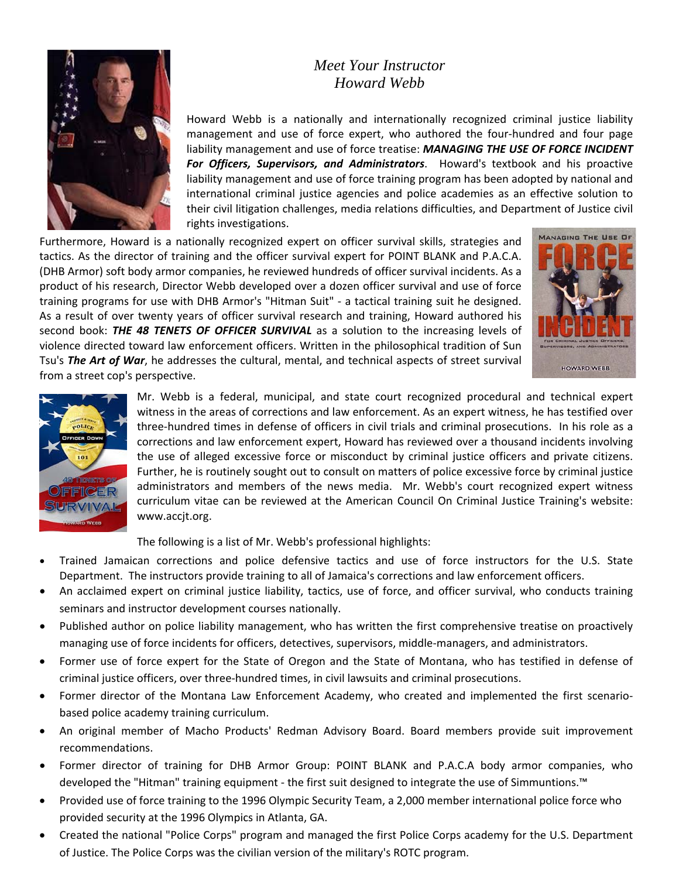# *Meet Your Instructor*
# *Howard Webb*

Howard Webb is a nationally and internationally recognized criminal justice liability management and use of force expert, who authored the four-hundred and four page liability management and use of force treatise: ***MANAGING THE USE OF FORCE INCIDENT For Officers, Supervisors, and Administrators***. Howard's textbook and his proactive liability management and use of force training program has been adopted by national and international criminal justice agencies and police academies as an effective solution to their civil litigation challenges, media relations difficulties, and Department of Justice civil rights investigations.

Furthermore, Howard is a nationally recognized expert on officer survival skills, strategies and tactics. As the director of training and the officer survival expert for POINT BLANK and P.A.C.A. (DHB Armor) soft body armor companies, he reviewed hundreds of officer survival incidents. As a product of his research, Director Webb developed over a dozen officer survival and use of force training programs for use with DHB Armor's "Hitman Suit" - a tactical training suit he designed. As a result of over twenty years of officer survival research and training, Howard authored his second book: ***THE 48 TENETS OF OFFICER SURVIVAL*** as a solution to the increasing levels of violence directed toward law enforcement officers. Written in the philosophical tradition of Sun Tsu's ***The Art of War***, he addresses the cultural, mental, and technical aspects of street survival from a street cop's perspective.

Mr. Webb is a federal, municipal, and state court recognized procedural and technical expert witness in the areas of corrections and law enforcement. As an expert witness, he has testified over three-hundred times in defense of officers in civil trials and criminal prosecutions. In his role as a corrections and law enforcement expert, Howard has reviewed over a thousand incidents involving the use of alleged excessive force or misconduct by criminal justice officers and private citizens. Further, he is routinely sought out to consult on matters of police excessive force by criminal justice administrators and members of the news media. Mr. Webb's court recognized expert witness curriculum vitae can be reviewed at the American Council On Criminal Justice Training's website: www.accjt.org.

The following is a list of Mr. Webb's professional highlights:

- Trained Jamaican corrections and police defensive tactics and use of force instructors for the U.S. State Department. The instructors provide training to all of Jamaica's corrections and law enforcement officers.
- An acclaimed expert on criminal justice liability, tactics, use of force, and officer survival, who conducts training seminars and instructor development courses nationally.
- Published author on police liability management, who has written the first comprehensive treatise on proactively managing use of force incidents for officers, detectives, supervisors, middle-managers, and administrators.
- Former use of force expert for the State of Oregon and the State of Montana, who has testified in defense of criminal justice officers, over three-hundred times, in civil lawsuits and criminal prosecutions.
- Former director of the Montana Law Enforcement Academy, who created and implemented the first scenario-based police academy training curriculum.
- An original member of Macho Products' Redman Advisory Board. Board members provide suit improvement recommendations.
- Former director of training for DHB Armor Group: POINT BLANK and P.A.C.A body armor companies, who developed the "Hitman" training equipment - the first suit designed to integrate the use of Simmuntions.™
- Provided use of force training to the 1996 Olympic Security Team, a 2,000 member international police force who provided security at the 1996 Olympics in Atlanta, GA.
- Created the national "Police Corps" program and managed the first Police Corps academy for the U.S. Department of Justice. The Police Corps was the civilian version of the military's ROTC program.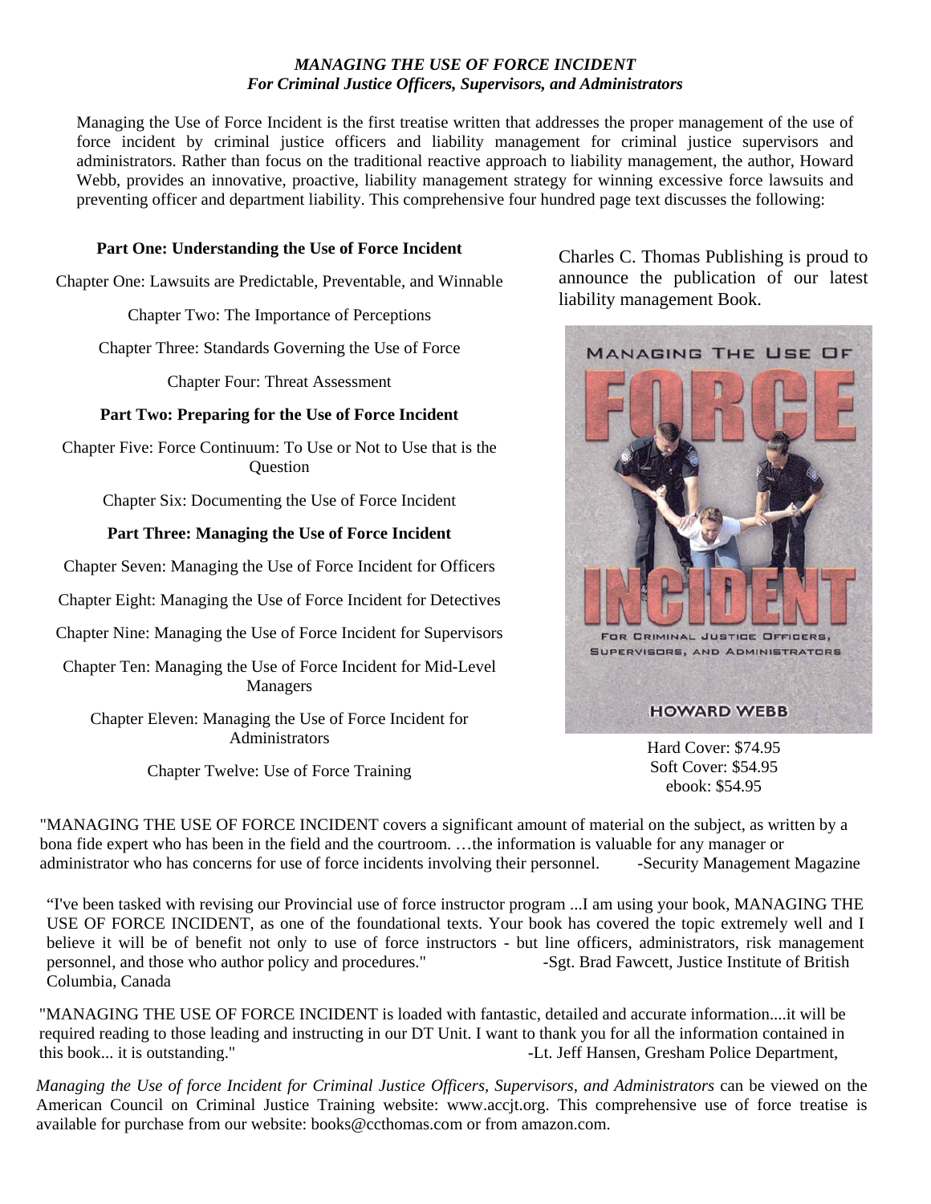***MANAGING THE USE OF FORCE INCIDENT***
***For Criminal Justice Officers, Supervisors, and Administrators***

Managing the Use of Force Incident is the first treatise written that addresses the proper management of the use of force incident by criminal justice officers and liability management for criminal justice supervisors and administrators. Rather than focus on the traditional reactive approach to liability management, the author, Howard Webb, provides an innovative, proactive, liability management strategy for winning excessive force lawsuits and preventing officer and department liability. This comprehensive four hundred page text discusses the following:

**Part One: Understanding the Use of Force Incident**

Chapter One: Lawsuits are Predictable, Preventable, and Winnable

Chapter Two: The Importance of Perceptions

Chapter Three: Standards Governing the Use of Force

Chapter Four: Threat Assessment

**Part Two: Preparing for the Use of Force Incident**

Chapter Five: Force Continuum: To Use or Not to Use that is the Question

Chapter Six: Documenting the Use of Force Incident

**Part Three: Managing the Use of Force Incident**

Chapter Seven: Managing the Use of Force Incident for Officers

Chapter Eight: Managing the Use of Force Incident for Detectives

Chapter Nine: Managing the Use of Force Incident for Supervisors

Chapter Ten: Managing the Use of Force Incident for Mid-Level Managers

Chapter Eleven: Managing the Use of Force Incident for Administrators

Chapter Twelve: Use of Force Training

Charles C. Thomas Publishing is proud to announce the publication of our latest liability management Book.

MANAGING THE USE OF FORCE INCIDENT
FOR CRIMINAL JUSTICE OFFICERS, SUPERVISORS, AND ADMINISTRATORS
HOWARD WEBB

Hard Cover: $74.95
Soft Cover: $54.95
ebook: $54.95

"MANAGING THE USE OF FORCE INCIDENT covers a significant amount of material on the subject, as written by a bona fide expert who has been in the field and the courtroom. …the information is valuable for any manager or administrator who has concerns for use of force incidents involving their personnel. -Security Management Magazine

"I've been tasked with revising our Provincial use of force instructor program ...I am using your book, MANAGING THE USE OF FORCE INCIDENT, as one of the foundational texts. Your book has covered the topic extremely well and I believe it will be of benefit not only to use of force instructors - but line officers, administrators, risk management personnel, and those who author policy and procedures." -Sgt. Brad Fawcett, Justice Institute of British Columbia, Canada

"MANAGING THE USE OF FORCE INCIDENT is loaded with fantastic, detailed and accurate information....it will be required reading to those leading and instructing in our DT Unit. I want to thank you for all the information contained in this book... it is outstanding." -Lt. Jeff Hansen, Gresham Police Department,

*Managing the Use of force Incident for Criminal Justice Officers, Supervisors, and Administrators* can be viewed on the American Council on Criminal Justice Training website: www.accjt.org. This comprehensive use of force treatise is available for purchase from our website: books@ccthomas.com or from amazon.com.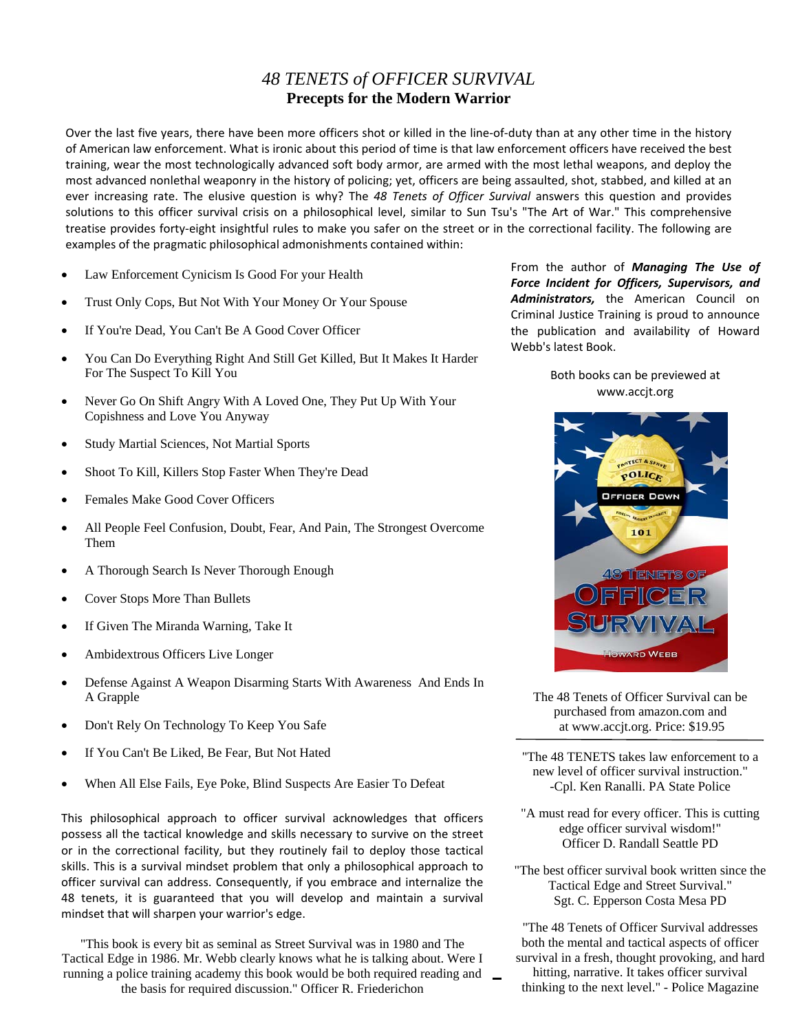# *48 TENETS of OFFICER SURVIVAL*

## Precepts for the Modern Warrior

Over the last five years, there have been more officers shot or killed in the line-of-duty than at any other time in the history of American law enforcement. What is ironic about this period of time is that law enforcement officers have received the best training, wear the most technologically advanced soft body armor, are armed with the most lethal weapons, and deploy the most advanced nonlethal weaponry in the history of policing; yet, officers are being assaulted, shot, stabbed, and killed at an ever increasing rate. The elusive question is why? The *48 Tenets of Officer Survival* answers this question and provides solutions to this officer survival crisis on a philosophical level, similar to Sun Tsu's "The Art of War." This comprehensive treatise provides forty-eight insightful rules to make you safer on the street or in the correctional facility. The following are examples of the pragmatic philosophical admonishments contained within:

- Law Enforcement Cynicism Is Good For your Health
- Trust Only Cops, But Not With Your Money Or Your Spouse
- If You're Dead, You Can't Be A Good Cover Officer
- You Can Do Everything Right And Still Get Killed, But It Makes It Harder For The Suspect To Kill You
- Never Go On Shift Angry With A Loved One, They Put Up With Your Copishness and Love You Anyway
- Study Martial Sciences, Not Martial Sports
- Shoot To Kill, Killers Stop Faster When They're Dead
- Females Make Good Cover Officers
- All People Feel Confusion, Doubt, Fear, And Pain, The Strongest Overcome Them
- A Thorough Search Is Never Thorough Enough
- Cover Stops More Than Bullets
- If Given The Miranda Warning, Take It
- Ambidextrous Officers Live Longer
- Defense Against A Weapon Disarming Starts With Awareness And Ends In A Grapple
- Don't Rely On Technology To Keep You Safe
- If You Can't Be Liked, Be Fear, But Not Hated
- When All Else Fails, Eye Poke, Blind Suspects Are Easier To Defeat

This philosophical approach to officer survival acknowledges that officers possess all the tactical knowledge and skills necessary to survive on the street or in the correctional facility, but they routinely fail to deploy those tactical skills. This is a survival mindset problem that only a philosophical approach to officer survival can address. Consequently, if you embrace and internalize the 48 tenets, it is guaranteed that you will develop and maintain a survival mindset that will sharpen your warrior's edge.

"This book is every bit as seminal as Street Survival was in 1980 and The Tactical Edge in 1986. Mr. Webb clearly knows what he is talking about. Were I running a police training academy this book would be both required reading and the basis for required discussion." Officer R. Friederichon

From the author of ***Managing The Use of Force Incident for Officers, Supervisors, and Administrators,*** the American Council on Criminal Justice Training is proud to announce the publication and availability of Howard Webb's latest Book.

Both books can be previewed at www.accjt.org

The 48 Tenets of Officer Survival can be purchased from amazon.com and at www.accjt.org. Price: $19.95

"The 48 TENETS takes law enforcement to a new level of officer survival instruction." -Cpl. Ken Ranalli. PA State Police

"A must read for every officer. This is cutting edge officer survival wisdom!" Officer D. Randall Seattle PD

"The best officer survival book written since the Tactical Edge and Street Survival." Sgt. C. Epperson Costa Mesa PD

"The 48 Tenets of Officer Survival addresses both the mental and tactical aspects of officer survival in a fresh, thought provoking, and hard hitting, narrative. It takes officer survival thinking to the next level." - Police Magazine